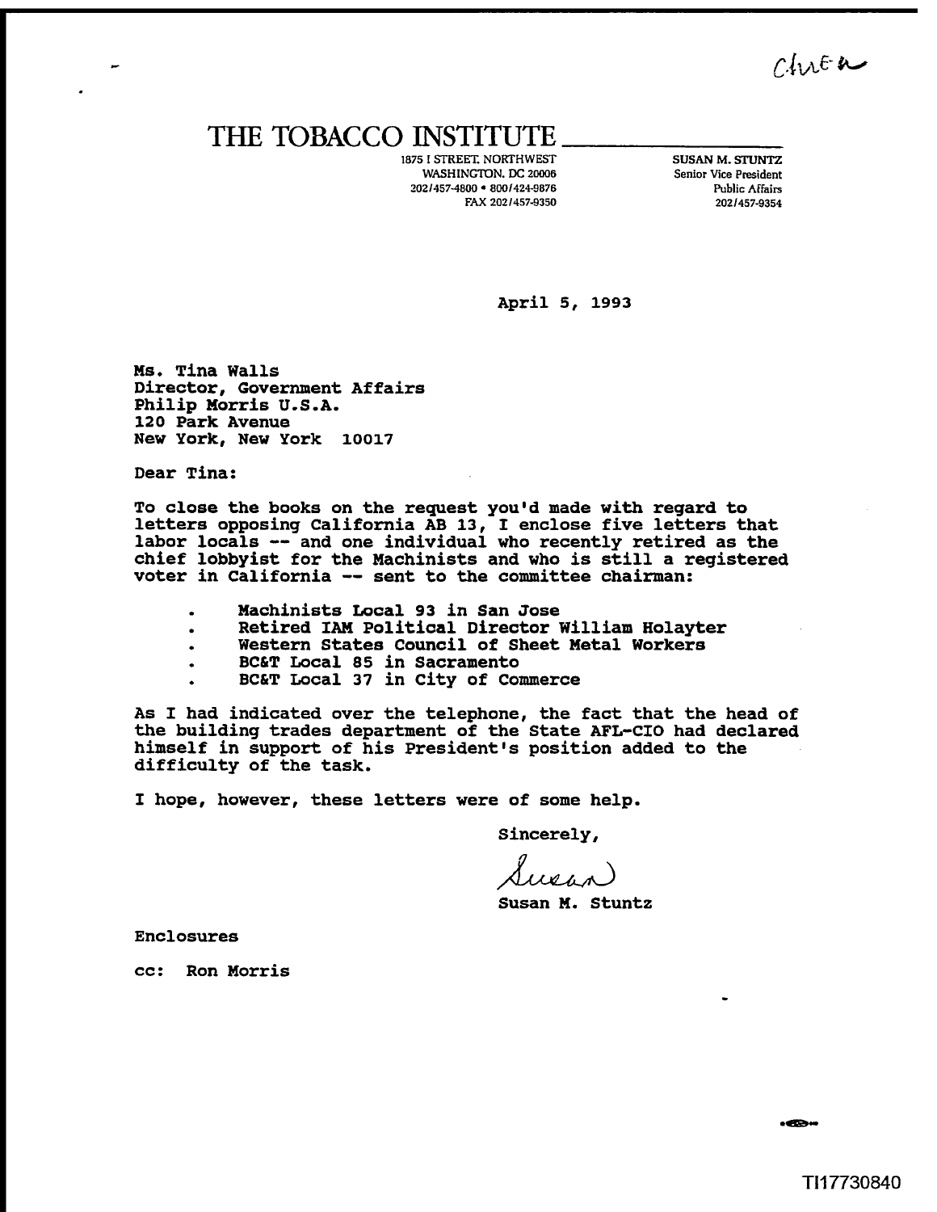Cluen

# THE TOBACCO INSTITUTE

1875 I STREET, NORTHWEST
WASHINGTON, DC 20006
202/457-4800 • 800/424-9876
FAX 202/457-9350

SUSAN M. STUNTZ
Senior Vice President
Public Affairs
202/457-9354

April 5, 1993

Ms. Tina Walls
Director, Government Affairs
Philip Morris U.S.A.
120 Park Avenue
New York, New York 10017

Dear Tina:

To close the books on the request you'd made with regard to letters opposing California AB 13, I enclose five letters that labor locals -- and one individual who recently retired as the chief lobbyist for the Machinists and who is still a registered voter in California -- sent to the committee chairman:

- Machinists Local 93 in San Jose
- Retired IAM Political Director William Holayter
- Western States Council of Sheet Metal Workers
- BC&T Local 85 in Sacramento
- BC&T Local 37 in City of Commerce

As I had indicated over the telephone, the fact that the head of the building trades department of the State AFL-CIO had declared himself in support of his President's position added to the difficulty of the task.

I hope, however, these letters were of some help.

Sincerely,

Susan

Susan M. Stuntz

Enclosures

cc: Ron Morris

TI17730840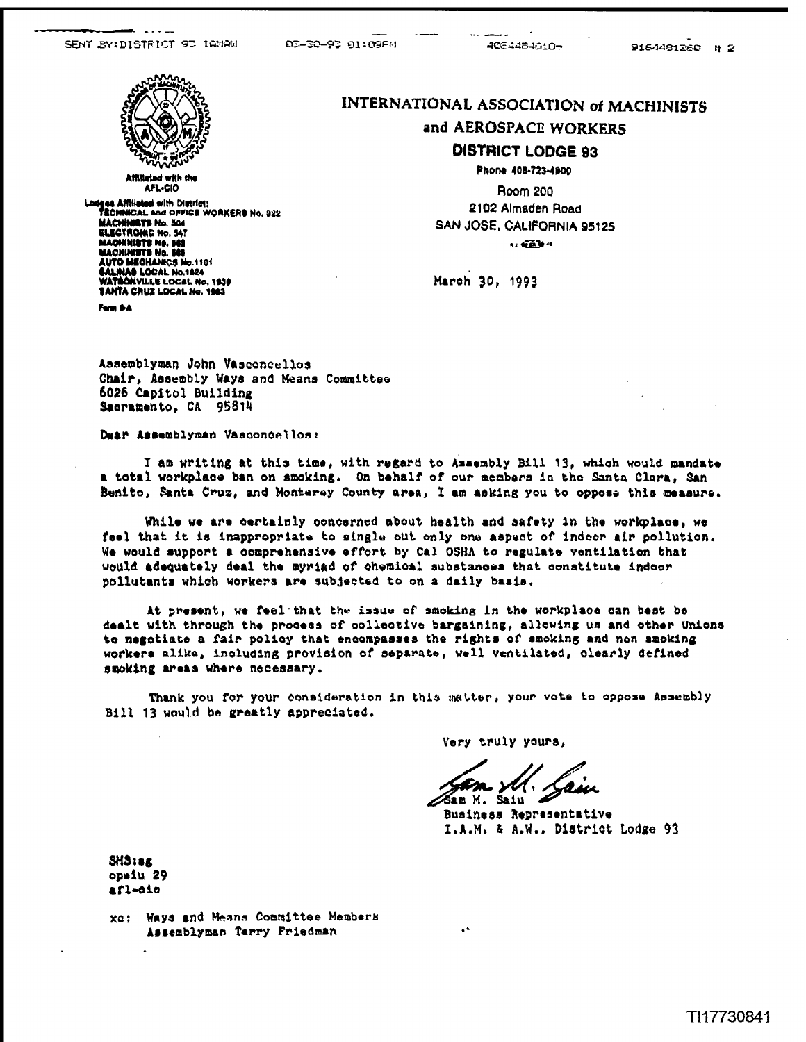# INTERNATIONAL ASSOCIATION of MACHINISTS and AEROSPACE WORKERS

## DISTRICT LODGE 93

Phone 408-723-4900

Room 200
2102 Almaden Road
SAN JOSE, CALIFORNIA 95125

Affiliated with the AFL-CIO

Lodges Affiliated with District:
TECHNICAL and OFFICE WORKERS No. 322
MACHINISTS No. 504
ELECTRONIC No. 547
MACHINISTS No. 562
MACHINISTS No. 565
AUTO MECHANICS No. 1101
SALINAS LOCAL No. 1824
WATSONVILLE LOCAL No. 1930
SANTA CRUZ LOCAL No. 1983

Form 9-A

March 30, 1993

Assemblyman John Vasconcellos
Chair, Assembly Ways and Means Committee
6026 Capitol Building
Sacramento, CA 95814

Dear Assemblyman Vasconcellos:

I am writing at this time, with regard to Assembly Bill 13, which would mandate a total workplace ban on smoking. On behalf of our members in the Santa Clara, San Benito, Santa Cruz, and Monterey County area, I am asking you to oppose this measure.

While we are certainly concerned about health and safety in the workplace, we feel that it is inappropriate to single out only one aspect of indoor air pollution. We would support a comprehensive effort by Cal OSHA to regulate ventilation that would adequately deal the myriad of chemical substances that constitute indoor pollutants which workers are subjected to on a daily basis.

At present, we feel that the issue of smoking in the workplace can best be dealt with through the process of collective bargaining, allowing us and other Unions to negotiate a fair policy that encompasses the rights of smoking and non smoking workers alike, including provision of separate, well ventilated, clearly defined smoking areas where necessary.

Thank you for your consideration in this matter, your vote to oppose Assembly Bill 13 would be greatly appreciated.

Very truly yours,

Sam M. Saiu
Business Representative
I.A.M. & A.W., District Lodge 93

SMS:sg
opeiu 29
afl-cio

xc: Ways and Means Committee Members
Assemblyman Terry Friedman

TI17730841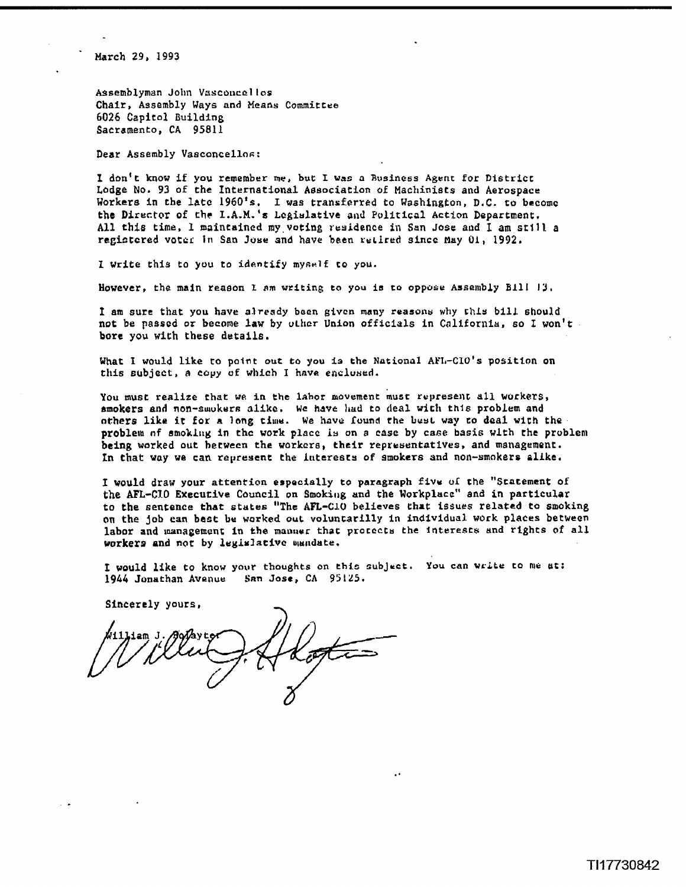March 29, 1993

Assemblyman John Vasconcellos
Chair, Assembly Ways and Means Committee
6026 Capitol Building
Sacramento, CA 95811

Dear Assembly Vasconcellos:

I don't know if you remember me, but I was a Business Agent for District Lodge No. 93 of the International Association of Machinists and Aerospace Workers in the late 1960's. I was transferred to Washington, D.C. to become the Director of the I.A.M.'s Legislative and Political Action Department. All this time, I maintained my voting residence in San Jose and I am still a registered voter in San Jose and have been retired since May 01, 1992.

I write this to you to identify myself to you.

However, the main reason I am writing to you is to oppose Assembly Bill 13.

I am sure that you have already been given many reasons why this bill should not be passed or become law by other Union officials in California, so I won't bore you with these details.

What I would like to point out to you is the National AFL-CIO's position on this subject, a copy of which I have enclosed.

You must realize that we in the labor movement must represent all workers, smokers and non-smokers alike. We have had to deal with this problem and others like it for a long time. We have found the best way to deal with the problem of smoking in the work place is on a case by case basis with the problem being worked out between the workers, their representatives, and management. In that way we can represent the interests of smokers and non-smokers alike.

I would draw your attention especially to paragraph five of the "Statement of the AFL-CIO Executive Council on Smoking and the Workplace" and in particular to the sentence that states "The AFL-CIO believes that issues related to smoking on the job can best be worked out voluntarilly in individual work places between labor and management in the manner that protects the interests and rights of all workers and not by legislative mandate.

I would like to know your thoughts on this subject. You can write to me at: 1944 Jonathan Avenue San Jose, CA 95125.

Sincerely yours,

William J. Holayter

TI17730842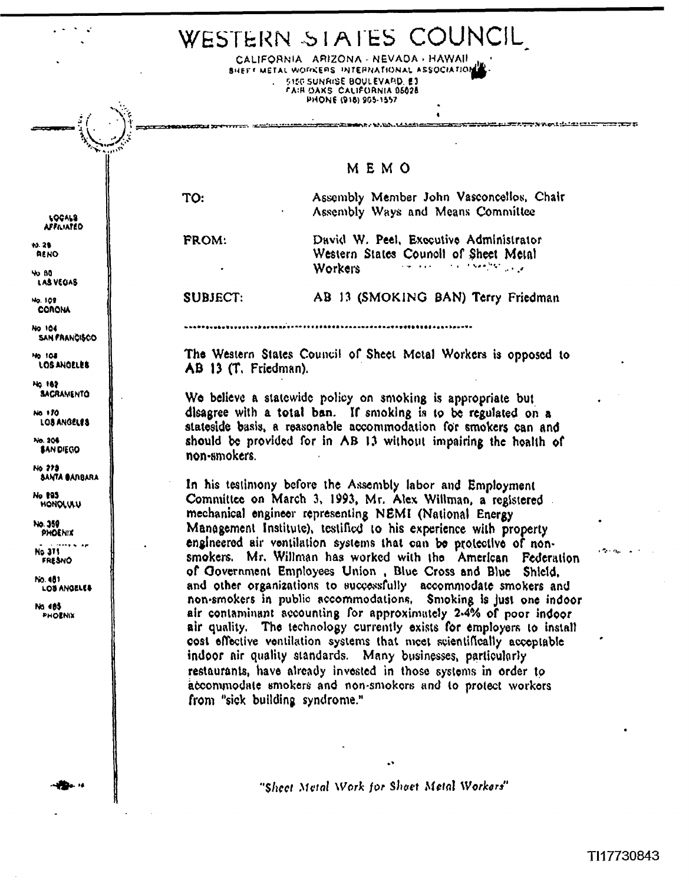# WESTERN STATES COUNCIL

CALIFORNIA · ARIZONA · NEVADA · HAWAII
SHEET METAL WORKERS INTERNATIONAL ASSOCIATION
5150 SUNRISE BOULEVARD, E3
FAIR OAKS, CALIFORNIA 95628
PHONE (916) 965-1557

LOCALS AFFILIATED

No. 26 RENO
No. 88 LAS VEGAS
No. 102 CORONA
No. 104 SAN FRANCISCO
No. 108 LOS ANGELES
No. 162 SACRAMENTO
No. 170 LOS ANGELES
No. 206 SAN DIEGO
No. 273 SANTA BARBARA
No. 293 HONOLULU
No. 359 PHOENIX
No. 371 FRESNO
No. 461 LOS ANGELES
No. 485 PHOENIX

## MEMO

TO: Assembly Member John Vasconcellos, Chair
Assembly Ways and Means Committee

FROM: David W. Peel, Executive Administrator
Western States Council of Sheet Metal Workers

SUBJECT: AB 13 (SMOKING BAN) Terry Friedman

---

The Western States Council of Sheet Metal Workers is opposed to AB 13 (T. Friedman).

We believe a statewide policy on smoking is appropriate but disagree with a total ban. If smoking is to be regulated on a stateside basis, a reasonable accommodation for smokers can and should be provided for in AB 13 without impairing the health of non-smokers.

In his testimony before the Assembly labor and Employment Committee on March 3, 1993, Mr. Alex Willman, a registered mechanical engineer representing NEMI (National Energy Management Institute), testified to his experience with property engineered air ventilation systems that can be protective of non-smokers. Mr. Willman has worked with the American Federation of Government Employees Union , Blue Cross and Blue Shield, and other organizations to successfully accommodate smokers and non-smokers in public accommodations. Smoking is just one indoor air contaminant accounting for approximately 2-4% of poor indoor air quality. The technology currently exists for employers to install cost effective ventilation systems that meet scientifically acceptable indoor air quality standards. Many businesses, particularly restaurants, have already invested in those systems in order to accommodate smokers and non-smokers and to protect workers from "sick building syndrome."

*"Sheet Metal Work for Sheet Metal Workers"*

TI17730843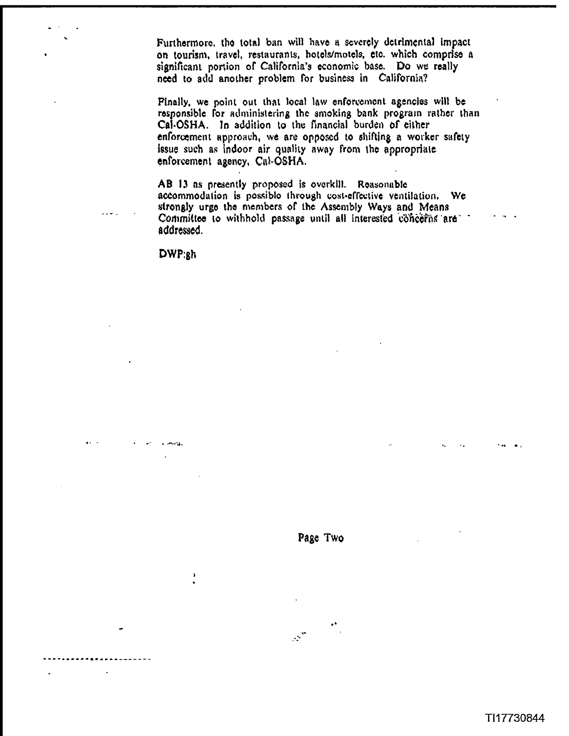Furthermore, the total ban will have a severely detrimental impact on tourism, travel, restaurants, hotels/motels, etc. which comprise a significant portion of California's economic base. Do we really need to add another problem for business in California?

Finally, we point out that local law enforcement agencies will be responsible for administering the smoking bank program rather than Cal-OSHA. In addition to the financial burden of either enforcement approach, we are opposed to shifting a worker safety issue such as indoor air quality away from the appropriate enforcement agency, Cal-OSHA.

AB 13 as presently proposed is overkill. Reasonable accommodation is possible through cost-effective ventilation. We strongly urge the members of the Assembly Ways and Means Committee to withhold passage until all interested concerns are addressed.

DWP:gh

Page Two

TI17730844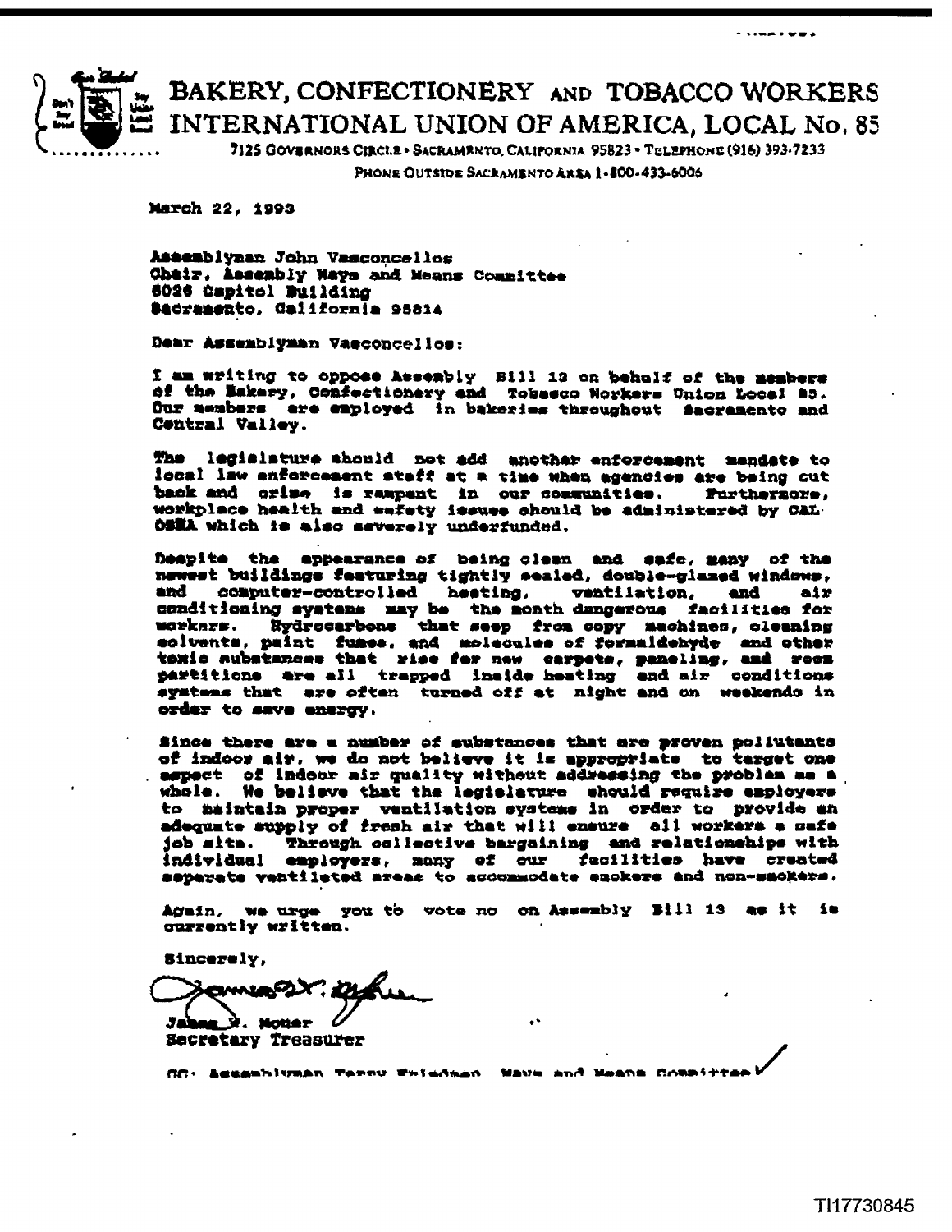# BAKERY, CONFECTIONERY AND TOBACCO WORKERS INTERNATIONAL UNION OF AMERICA, LOCAL No. 85

7125 GOVERNORS CIRCLE • SACRAMENTO, CALIFORNIA 95823 • TELEPHONE (916) 393-7233

PHONE OUTSIDE SACRAMENTO AREA 1-800-433-6006

March 22, 1993

Assemblyman John Vasconcellos
Chair, Assembly Ways and Means Committee
6026 Capitol Building
Sacramento, California 95814

Dear Assemblyman Vasconcellos:

I am writing to oppose Assembly Bill 13 on behalf of the members of the Bakery, Confectionery and Tobacco Workers Union Local 85. Our members are employed in bakeries throughout Sacramento and Central Valley.

The legislature should not add another enforcement mandate to local law enforcement staff at a time when agencies are being cut back and crime is rampant in our communities. Furthermore, workplace health and safety issues should be administered by CAL-OSHA which is also severely underfunded.

Despite the appearance of being clean and safe, many of the newest buildings featuring tightly sealed, double-glazed windows, and computer-controlled heating, ventilation, and air conditioning systems may be the month dangerous facilities for workers. Hydrocarbons that seep from copy machines, cleaning solvents, paint fumes, and molecules of formaldehyde and other toxic substances that rise for new carpets, paneling, and room partitions are all trapped inside heating and air conditions systems that are often turned off at night and on weekends in order to save energy.

Since there are a number of substances that are proven pollutants of indoor air, we do not believe it is appropriate to target one aspect of indoor air quality without addressing the problem as a whole. We believe that the legislature should require employers to maintain proper ventilation systems in order to provide an adequate supply of fresh air that will ensure all workers a safe job site. Through collective bargaining and relationships with individual employers, many of our facilities have created separate ventilated areas to accommodate smokers and non-smokers.

Again, we urge you to vote no on Assembly Bill 13 as it is currently written.

Sincerely,

James W. Moser
Secretary Treasurer

CC: Assemblyman Terry Friedman, Ways and Means Committee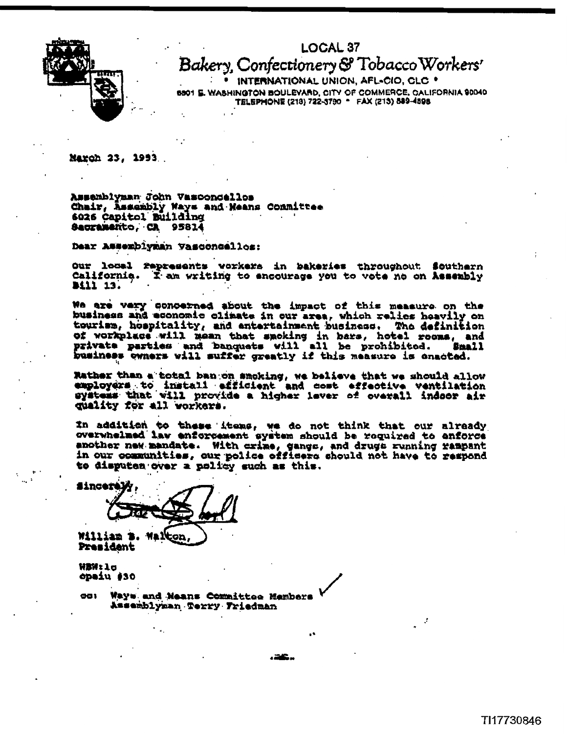LOCAL 37

*Bakery, Confectionery & Tobacco Workers'*

• INTERNATIONAL UNION, AFL-CIO, CLC •

6901 E. WASHINGTON BOULEVARD, CITY OF COMMERCE, CALIFORNIA 90040
TELEPHONE (213) 722-3790 • FAX (213) 889-4898

March 23, 1993

Assemblyman John Vasconcellos
Chair, Assembly Ways and Means Committee
6026 Capitol Building
Sacramento, CA 95814

Dear Assemblyman Vasconcellos:

Our local represents workers in bakeries throughout Southern California. I am writing to encourage you to vote no on Assembly Bill 13.

We are very concerned about the impact of this measure on the business and economic climate in our area, which relies heavily on tourism, hospitality, and entertainment business. The definition of workplace will mean that smoking in bars, hotel rooms, and private parties and banquets will all be prohibited. Small business owners will suffer greatly if this measure is enacted.

Rather than a total ban on smoking, we believe that we should allow employers to install efficient and cost effective ventilation systems that will provide a higher lever of overall indoor air quality for all workers.

In addition to these items, we do not think that our already overwhelmed law enforcement system should be required to enforce another new mandate. With crime, gangs, and drugs running rampant in our communities, our police officers should not have to respond to disputes over a policy such as this.

Sincerely,

William B. Walton,
President

WBW:lc
opeiu #30

cc: Ways and Means Committee Members
Assemblyman Terry Friedman

TI17730846